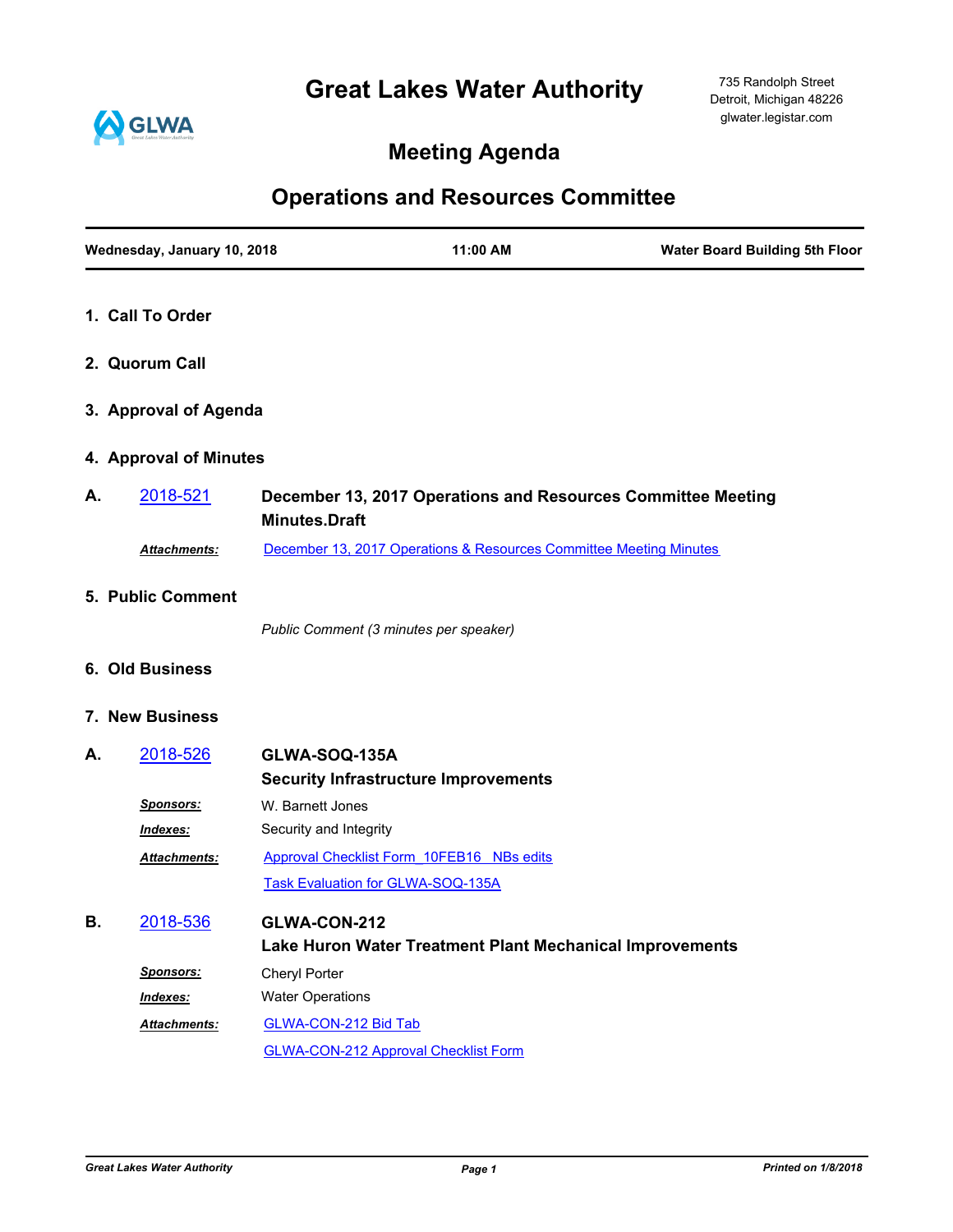# Great Lakes Water Authority

735 Randolph Street
Detroit, Michigan 48226
glwater.legistar.com

## Meeting Agenda

## Operations and Resources Committee

**Wednesday, January 10, 2018** | **11:00 AM** | **Water Board Building 5th Floor**

### 1. Call To Order

### 2. Quorum Call

### 3. Approval of Agenda

### 4. Approval of Minutes

**A.** 2018-521 **December 13, 2017 Operations and Resources Committee Meeting Minutes.Draft**

*Attachments:* December 13, 2017 Operations & Resources Committee Meeting Minutes

### 5. Public Comment

*Public Comment (3 minutes per speaker)*

### 6. Old Business

### 7. New Business

**A.** 2018-526 **GLWA-SOQ-135A**
**Security Infrastructure Improvements**

*Sponsors:* W. Barnett Jones

*Indexes:* Security and Integrity

*Attachments:* Approval Checklist Form_10FEB16 NBs edits
Task Evaluation for GLWA-SOQ-135A

**B.** 2018-536 **GLWA-CON-212**
**Lake Huron Water Treatment Plant Mechanical Improvements**

*Sponsors:* Cheryl Porter

*Indexes:* Water Operations

*Attachments:* GLWA-CON-212 Bid Tab
GLWA-CON-212 Approval Checklist Form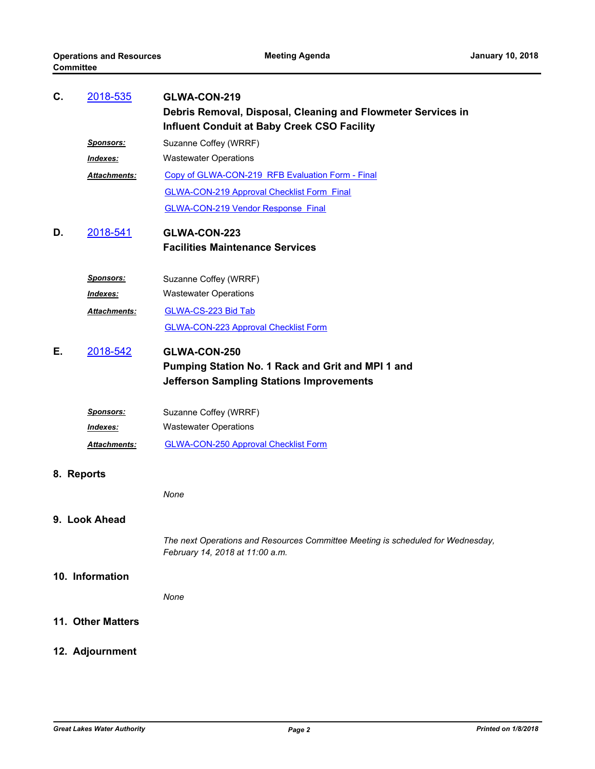**C.** 2018-535 **GLWA-CON-219**
**Debris Removal, Disposal, Cleaning and Flowmeter Services in Influent Conduit at Baby Creek CSO Facility**

***Sponsors:*** Suzanne Coffey (WRRF)

***Indexes:*** Wastewater Operations

***Attachments:*** Copy of GLWA-CON-219 RFB Evaluation Form - Final
GLWA-CON-219 Approval Checklist Form Final
GLWA-CON-219 Vendor Response Final

**D.** 2018-541 **GLWA-CON-223**
**Facilities Maintenance Services**

***Sponsors:*** Suzanne Coffey (WRRF)

***Indexes:*** Wastewater Operations

***Attachments:*** GLWA-CS-223 Bid Tab
GLWA-CON-223 Approval Checklist Form

**E.** 2018-542 **GLWA-CON-250**
**Pumping Station No. 1 Rack and Grit and MPI 1 and Jefferson Sampling Stations Improvements**

***Sponsors:*** Suzanne Coffey (WRRF)

***Indexes:*** Wastewater Operations

***Attachments:*** GLWA-CON-250 Approval Checklist Form

## 8. Reports

*None*

## 9. Look Ahead

*The next Operations and Resources Committee Meeting is scheduled for Wednesday, February 14, 2018 at 11:00 a.m.*

## 10. Information

*None*

## 11. Other Matters

## 12. Adjournment